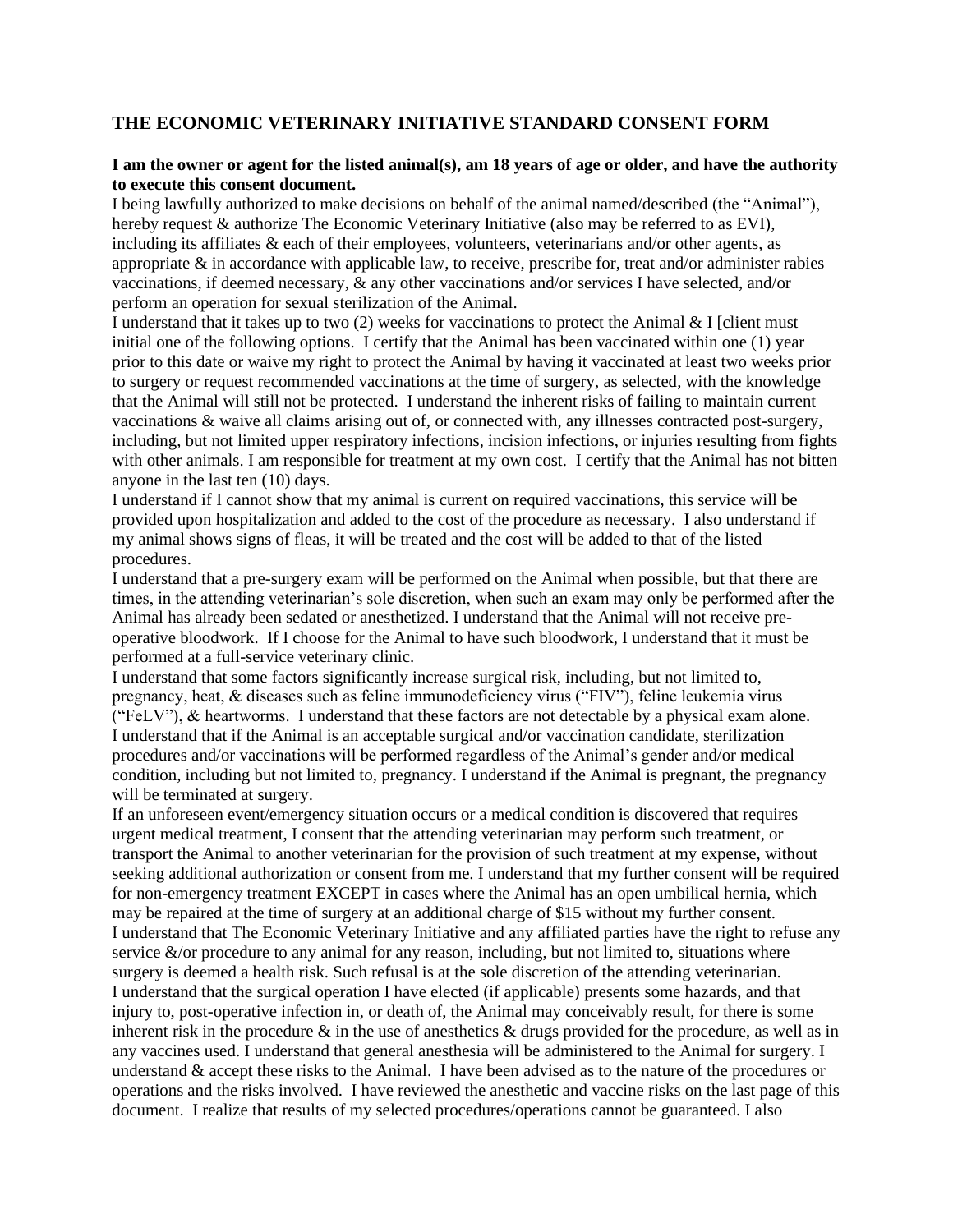## THE ECONOMIC VETERINARY INITIATIVE STANDARD CONSENT FORM

**I am the owner or agent for the listed animal(s), am 18 years of age or older, and have the authority to execute this consent document.**

I being lawfully authorized to make decisions on behalf of the animal named/described (the "Animal"), hereby request & authorize The Economic Veterinary Initiative (also may be referred to as EVI), including its affiliates & each of their employees, volunteers, veterinarians and/or other agents, as appropriate & in accordance with applicable law, to receive, prescribe for, treat and/or administer rabies vaccinations, if deemed necessary, & any other vaccinations and/or services I have selected, and/or perform an operation for sexual sterilization of the Animal.

I understand that it takes up to two (2) weeks for vaccinations to protect the Animal & I [client must initial one of the following options. I certify that the Animal has been vaccinated within one (1) year prior to this date or waive my right to protect the Animal by having it vaccinated at least two weeks prior to surgery or request recommended vaccinations at the time of surgery, as selected, with the knowledge that the Animal will still not be protected. I understand the inherent risks of failing to maintain current vaccinations & waive all claims arising out of, or connected with, any illnesses contracted post-surgery, including, but not limited upper respiratory infections, incision infections, or injuries resulting from fights with other animals. I am responsible for treatment at my own cost. I certify that the Animal has not bitten anyone in the last ten (10) days.

I understand if I cannot show that my animal is current on required vaccinations, this service will be provided upon hospitalization and added to the cost of the procedure as necessary. I also understand if my animal shows signs of fleas, it will be treated and the cost will be added to that of the listed procedures.

I understand that a pre-surgery exam will be performed on the Animal when possible, but that there are times, in the attending veterinarian's sole discretion, when such an exam may only be performed after the Animal has already been sedated or anesthetized. I understand that the Animal will not receive pre-operative bloodwork. If I choose for the Animal to have such bloodwork, I understand that it must be performed at a full-service veterinary clinic.

I understand that some factors significantly increase surgical risk, including, but not limited to, pregnancy, heat, & diseases such as feline immunodeficiency virus ("FIV"), feline leukemia virus ("FeLV"), & heartworms. I understand that these factors are not detectable by a physical exam alone.

I understand that if the Animal is an acceptable surgical and/or vaccination candidate, sterilization procedures and/or vaccinations will be performed regardless of the Animal's gender and/or medical condition, including but not limited to, pregnancy. I understand if the Animal is pregnant, the pregnancy will be terminated at surgery.

If an unforeseen event/emergency situation occurs or a medical condition is discovered that requires urgent medical treatment, I consent that the attending veterinarian may perform such treatment, or transport the Animal to another veterinarian for the provision of such treatment at my expense, without seeking additional authorization or consent from me. I understand that my further consent will be required for non-emergency treatment EXCEPT in cases where the Animal has an open umbilical hernia, which may be repaired at the time of surgery at an additional charge of $15 without my further consent.

I understand that The Economic Veterinary Initiative and any affiliated parties have the right to refuse any service &/or procedure to any animal for any reason, including, but not limited to, situations where surgery is deemed a health risk. Such refusal is at the sole discretion of the attending veterinarian.

I understand that the surgical operation I have elected (if applicable) presents some hazards, and that injury to, post-operative infection in, or death of, the Animal may conceivably result, for there is some inherent risk in the procedure & in the use of anesthetics & drugs provided for the procedure, as well as in any vaccines used. I understand that general anesthesia will be administered to the Animal for surgery. I understand & accept these risks to the Animal. I have been advised as to the nature of the procedures or operations and the risks involved. I have reviewed the anesthetic and vaccine risks on the last page of this document. I realize that results of my selected procedures/operations cannot be guaranteed. I also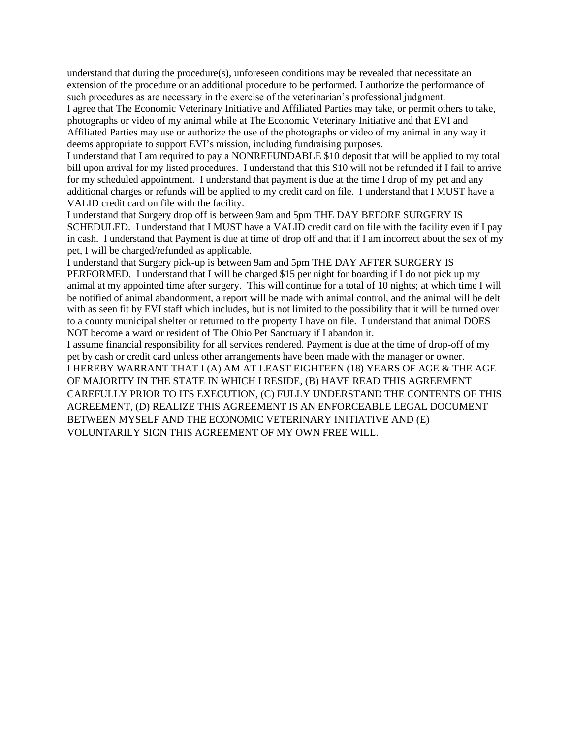understand that during the procedure(s), unforeseen conditions may be revealed that necessitate an extension of the procedure or an additional procedure to be performed. I authorize the performance of such procedures as are necessary in the exercise of the veterinarian's professional judgment.

I agree that The Economic Veterinary Initiative and Affiliated Parties may take, or permit others to take, photographs or video of my animal while at The Economic Veterinary Initiative and that EVI and Affiliated Parties may use or authorize the use of the photographs or video of my animal in any way it deems appropriate to support EVI's mission, including fundraising purposes.

I understand that I am required to pay a NONREFUNDABLE $10 deposit that will be applied to my total bill upon arrival for my listed procedures. I understand that this $10 will not be refunded if I fail to arrive for my scheduled appointment. I understand that payment is due at the time I drop of my pet and any additional charges or refunds will be applied to my credit card on file. I understand that I MUST have a VALID credit card on file with the facility.

I understand that Surgery drop off is between 9am and 5pm THE DAY BEFORE SURGERY IS SCHEDULED. I understand that I MUST have a VALID credit card on file with the facility even if I pay in cash. I understand that Payment is due at time of drop off and that if I am incorrect about the sex of my pet, I will be charged/refunded as applicable.

I understand that Surgery pick-up is between 9am and 5pm THE DAY AFTER SURGERY IS PERFORMED. I understand that I will be charged $15 per night for boarding if I do not pick up my animal at my appointed time after surgery. This will continue for a total of 10 nights; at which time I will be notified of animal abandonment, a report will be made with animal control, and the animal will be delt with as seen fit by EVI staff which includes, but is not limited to the possibility that it will be turned over to a county municipal shelter or returned to the property I have on file. I understand that animal DOES NOT become a ward or resident of The Ohio Pet Sanctuary if I abandon it.

I assume financial responsibility for all services rendered. Payment is due at the time of drop-off of my pet by cash or credit card unless other arrangements have been made with the manager or owner.

I HEREBY WARRANT THAT I (A) AM AT LEAST EIGHTEEN (18) YEARS OF AGE & THE AGE OF MAJORITY IN THE STATE IN WHICH I RESIDE, (B) HAVE READ THIS AGREEMENT CAREFULLY PRIOR TO ITS EXECUTION, (C) FULLY UNDERSTAND THE CONTENTS OF THIS AGREEMENT, (D) REALIZE THIS AGREEMENT IS AN ENFORCEABLE LEGAL DOCUMENT BETWEEN MYSELF AND THE ECONOMIC VETERINARY INITIATIVE AND (E) VOLUNTARILY SIGN THIS AGREEMENT OF MY OWN FREE WILL.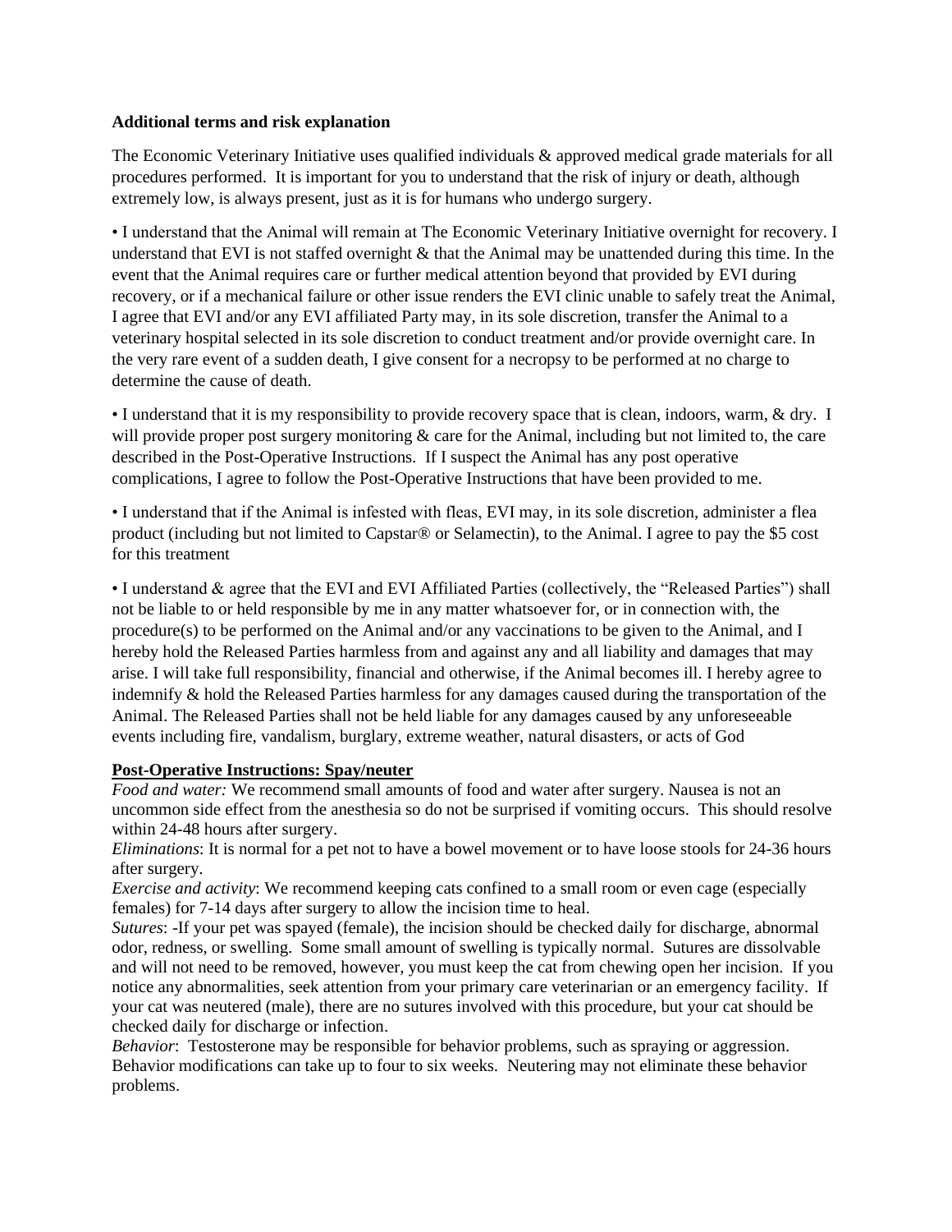**Additional terms and risk explanation**

The Economic Veterinary Initiative uses qualified individuals & approved medical grade materials for all procedures performed. It is important for you to understand that the risk of injury or death, although extremely low, is always present, just as it is for humans who undergo surgery.

• I understand that the Animal will remain at The Economic Veterinary Initiative overnight for recovery. I understand that EVI is not staffed overnight & that the Animal may be unattended during this time. In the event that the Animal requires care or further medical attention beyond that provided by EVI during recovery, or if a mechanical failure or other issue renders the EVI clinic unable to safely treat the Animal, I agree that EVI and/or any EVI affiliated Party may, in its sole discretion, transfer the Animal to a veterinary hospital selected in its sole discretion to conduct treatment and/or provide overnight care. In the very rare event of a sudden death, I give consent for a necropsy to be performed at no charge to determine the cause of death.

• I understand that it is my responsibility to provide recovery space that is clean, indoors, warm, & dry. I will provide proper post surgery monitoring & care for the Animal, including but not limited to, the care described in the Post-Operative Instructions. If I suspect the Animal has any post operative complications, I agree to follow the Post-Operative Instructions that have been provided to me.

• I understand that if the Animal is infested with fleas, EVI may, in its sole discretion, administer a flea product (including but not limited to Capstar® or Selamectin), to the Animal. I agree to pay the $5 cost for this treatment

• I understand & agree that the EVI and EVI Affiliated Parties (collectively, the "Released Parties") shall not be liable to or held responsible by me in any matter whatsoever for, or in connection with, the procedure(s) to be performed on the Animal and/or any vaccinations to be given to the Animal, and I hereby hold the Released Parties harmless from and against any and all liability and damages that may arise. I will take full responsibility, financial and otherwise, if the Animal becomes ill. I hereby agree to indemnify & hold the Released Parties harmless for any damages caused during the transportation of the Animal. The Released Parties shall not be held liable for any damages caused by any unforeseeable events including fire, vandalism, burglary, extreme weather, natural disasters, or acts of God

**Post-Operative Instructions: Spay/neuter**

*Food and water:* We recommend small amounts of food and water after surgery. Nausea is not an uncommon side effect from the anesthesia so do not be surprised if vomiting occurs. This should resolve within 24-48 hours after surgery.

*Eliminations*: It is normal for a pet not to have a bowel movement or to have loose stools for 24-36 hours after surgery.

*Exercise and activity*: We recommend keeping cats confined to a small room or even cage (especially females) for 7-14 days after surgery to allow the incision time to heal.

*Sutures*: -If your pet was spayed (female), the incision should be checked daily for discharge, abnormal odor, redness, or swelling. Some small amount of swelling is typically normal. Sutures are dissolvable and will not need to be removed, however, you must keep the cat from chewing open her incision. If you notice any abnormalities, seek attention from your primary care veterinarian or an emergency facility. If your cat was neutered (male), there are no sutures involved with this procedure, but your cat should be checked daily for discharge or infection.

*Behavior*: Testosterone may be responsible for behavior problems, such as spraying or aggression. Behavior modifications can take up to four to six weeks. Neutering may not eliminate these behavior problems.